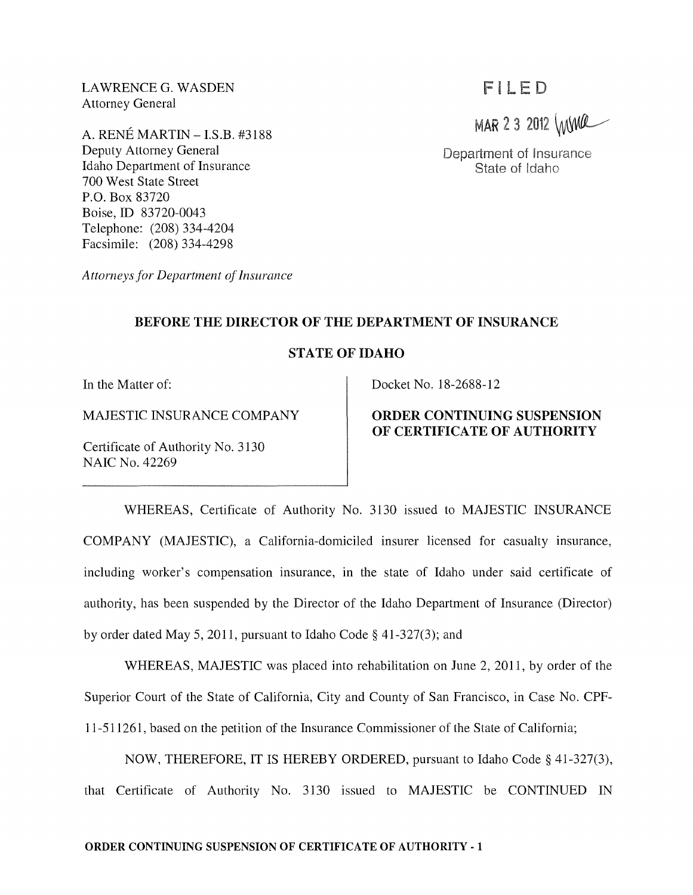LAWRENCE G. WASDEN
Attorney General

A. RENÉ MARTIN – I.S.B. #3188
Deputy Attorney General
Idaho Department of Insurance
700 West State Street
P.O. Box 83720
Boise, ID 83720-0043
Telephone: (208) 334-4204
Facsimile: (208) 334-4298

*Attorneys for Department of Insurance*

FILED

MAR 23 2012

Department of Insurance
State of Idaho

**BEFORE THE DIRECTOR OF THE DEPARTMENT OF INSURANCE**

**STATE OF IDAHO**

| | |
|---|---|
| In the Matter of:<br><br>MAJESTIC INSURANCE COMPANY<br><br>Certificate of Authority No. 3130<br>NAIC No. 42269 | Docket No. 18-2688-12<br><br>**ORDER CONTINUING SUSPENSION OF CERTIFICATE OF AUTHORITY** |

WHEREAS, Certificate of Authority No. 3130 issued to MAJESTIC INSURANCE COMPANY (MAJESTIC), a California-domiciled insurer licensed for casualty insurance, including worker's compensation insurance, in the state of Idaho under said certificate of authority, has been suspended by the Director of the Idaho Department of Insurance (Director) by order dated May 5, 2011, pursuant to Idaho Code § 41-327(3); and

WHEREAS, MAJESTIC was placed into rehabilitation on June 2, 2011, by order of the Superior Court of the State of California, City and County of San Francisco, in Case No. CPF-11-511261, based on the petition of the Insurance Commissioner of the State of California;

NOW, THEREFORE, IT IS HEREBY ORDERED, pursuant to Idaho Code § 41-327(3), that Certificate of Authority No. 3130 issued to MAJESTIC be CONTINUED IN

**ORDER CONTINUING SUSPENSION OF CERTIFICATE OF AUTHORITY - 1**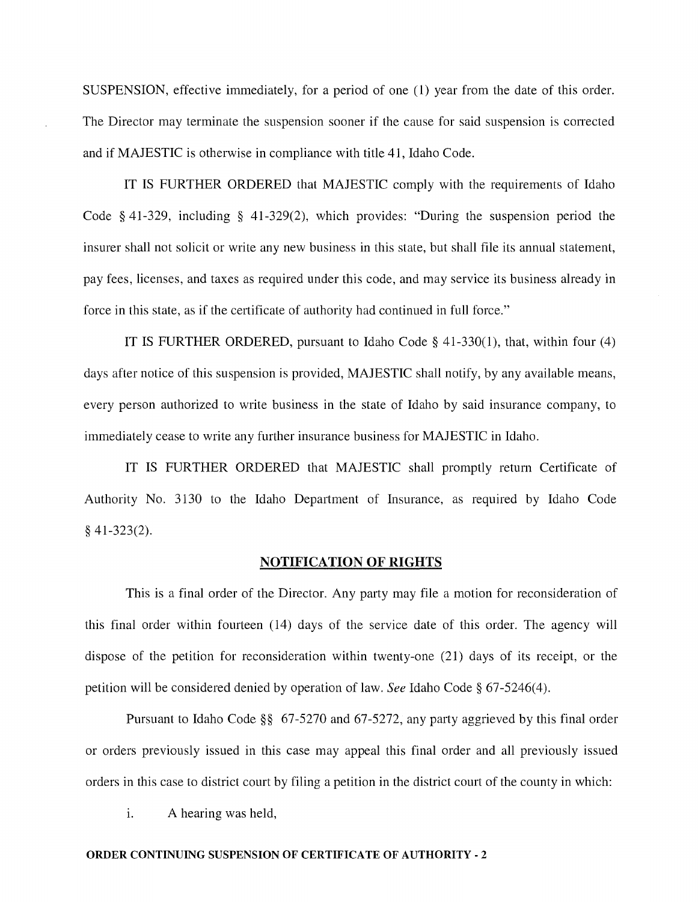SUSPENSION, effective immediately, for a period of one (1) year from the date of this order. The Director may terminate the suspension sooner if the cause for said suspension is corrected and if MAJESTIC is otherwise in compliance with title 41, Idaho Code.

IT IS FURTHER ORDERED that MAJESTIC comply with the requirements of Idaho Code § 41-329, including § 41-329(2), which provides: "During the suspension period the insurer shall not solicit or write any new business in this state, but shall file its annual statement, pay fees, licenses, and taxes as required under this code, and may service its business already in force in this state, as if the certificate of authority had continued in full force."

IT IS FURTHER ORDERED, pursuant to Idaho Code § 41-330(1), that, within four (4) days after notice of this suspension is provided, MAJESTIC shall notify, by any available means, every person authorized to write business in the state of Idaho by said insurance company, to immediately cease to write any further insurance business for MAJESTIC in Idaho.

IT IS FURTHER ORDERED that MAJESTIC shall promptly return Certificate of Authority No. 3130 to the Idaho Department of Insurance, as required by Idaho Code § 41-323(2).

## NOTIFICATION OF RIGHTS

This is a final order of the Director. Any party may file a motion for reconsideration of this final order within fourteen (14) days of the service date of this order. The agency will dispose of the petition for reconsideration within twenty-one (21) days of its receipt, or the petition will be considered denied by operation of law. *See* Idaho Code § 67-5246(4).

Pursuant to Idaho Code §§ 67-5270 and 67-5272, any party aggrieved by this final order or orders previously issued in this case may appeal this final order and all previously issued orders in this case to district court by filing a petition in the district court of the county in which:

i. A hearing was held,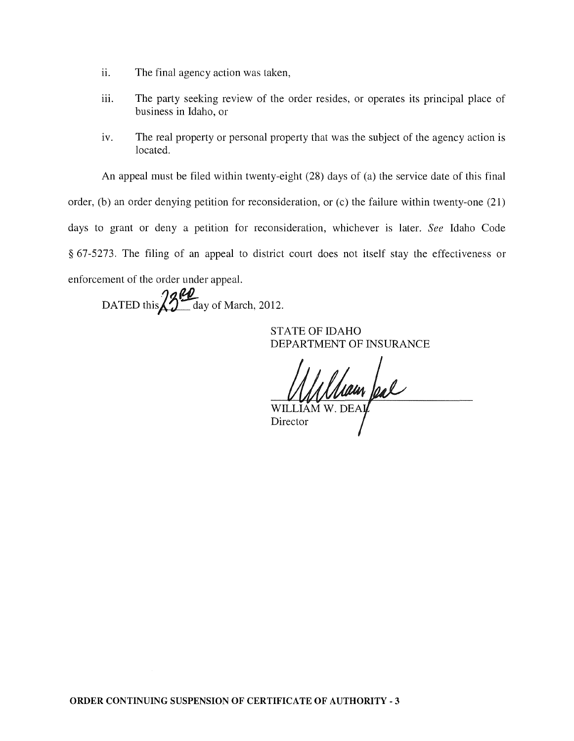ii. The final agency action was taken,

iii. The party seeking review of the order resides, or operates its principal place of business in Idaho, or

iv. The real property or personal property that was the subject of the agency action is located.

An appeal must be filed within twenty-eight (28) days of (a) the service date of this final order, (b) an order denying petition for reconsideration, or (c) the failure within twenty-one (21) days to grant or deny a petition for reconsideration, whichever is later. *See* Idaho Code § 67-5273. The filing of an appeal to district court does not itself stay the effectiveness or enforcement of the order under appeal.

DATED this 23rd day of March, 2012.

STATE OF IDAHO
DEPARTMENT OF INSURANCE

WILLIAM W. DEAL
Director

**ORDER CONTINUING SUSPENSION OF CERTIFICATE OF AUTHORITY - 3**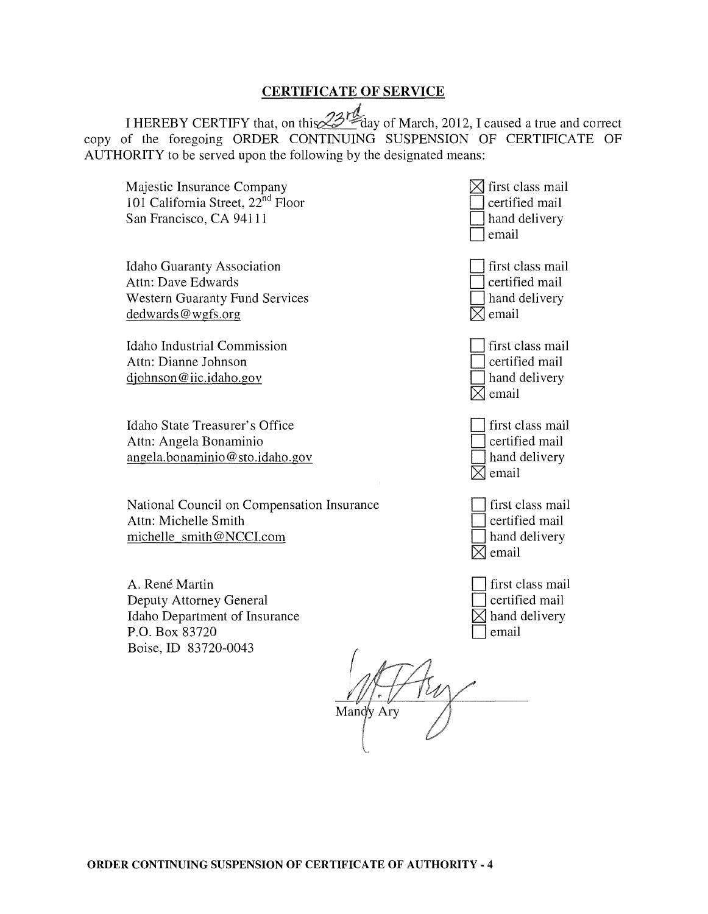## CERTIFICATE OF SERVICE

I HEREBY CERTIFY that, on this 23rd day of March, 2012, I caused a true and correct copy of the foregoing ORDER CONTINUING SUSPENSION OF CERTIFICATE OF AUTHORITY to be served upon the following by the designated means:

| | |
|---|---|
| Majestic Insurance Company<br>101 California Street, 22nd Floor<br>San Francisco, CA 94111 | ☒ first class mail<br>☐ certified mail<br>☐ hand delivery<br>☐ email |
| Idaho Guaranty Association<br>Attn: Dave Edwards<br>Western Guaranty Fund Services<br>dedwards@wgfs.org | ☐ first class mail<br>☐ certified mail<br>☐ hand delivery<br>☒ email |
| Idaho Industrial Commission<br>Attn: Dianne Johnson<br>djohnson@iic.idaho.gov | ☐ first class mail<br>☐ certified mail<br>☐ hand delivery<br>☒ email |
| Idaho State Treasurer's Office<br>Attn: Angela Bonaminio<br>angela.bonaminio@sto.idaho.gov | ☐ first class mail<br>☐ certified mail<br>☐ hand delivery<br>☒ email |
| National Council on Compensation Insurance<br>Attn: Michelle Smith<br>michelle_smith@NCCI.com | ☐ first class mail<br>☐ certified mail<br>☐ hand delivery<br>☒ email |
| A. René Martin<br>Deputy Attorney General<br>Idaho Department of Insurance<br>P.O. Box 83720<br>Boise, ID 83720-0043 | ☐ first class mail<br>☐ certified mail<br>☒ hand delivery<br>☐ email |

Mandy Ary

ORDER CONTINUING SUSPENSION OF CERTIFICATE OF AUTHORITY - 4